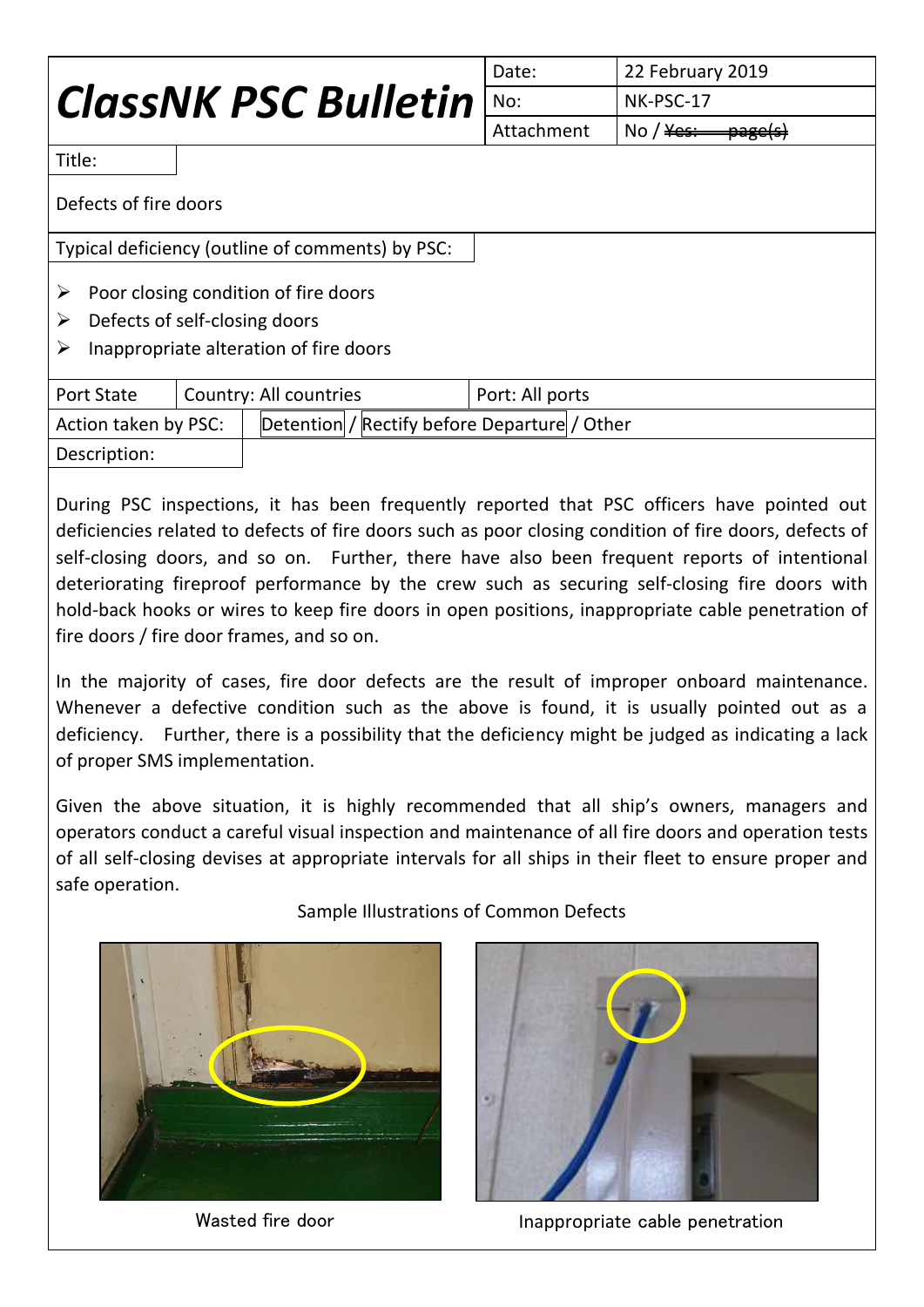# *ClassNK PSC Bulletin*

| Date: | 22 February 2019 |
|---|---|
| No: | NK-PSC-17 |
| Attachment | No / ~~Yes: page(s)~~ |

Title:

Defects of fire doors

Typical deficiency (outline of comments) by PSC:

- Poor closing condition of fire doors
- Defects of self-closing doors
- Inappropriate alteration of fire doors

| Port State | Country: All countries | Port: All ports |
|---|---|---|
| Action taken by PSC: | Detention / Rectify before Departure / Other | |

Description:

During PSC inspections, it has been frequently reported that PSC officers have pointed out deficiencies related to defects of fire doors such as poor closing condition of fire doors, defects of self-closing doors, and so on. Further, there have also been frequent reports of intentional deteriorating fireproof performance by the crew such as securing self-closing fire doors with hold-back hooks or wires to keep fire doors in open positions, inappropriate cable penetration of fire doors / fire door frames, and so on.

In the majority of cases, fire door defects are the result of improper onboard maintenance. Whenever a defective condition such as the above is found, it is usually pointed out as a deficiency. Further, there is a possibility that the deficiency might be judged as indicating a lack of proper SMS implementation.

Given the above situation, it is highly recommended that all ship's owners, managers and operators conduct a careful visual inspection and maintenance of all fire doors and operation tests of all self-closing devises at appropriate intervals for all ships in their fleet to ensure proper and safe operation.

Sample Illustrations of Common Defects

Wasted fire door

Inappropriate cable penetration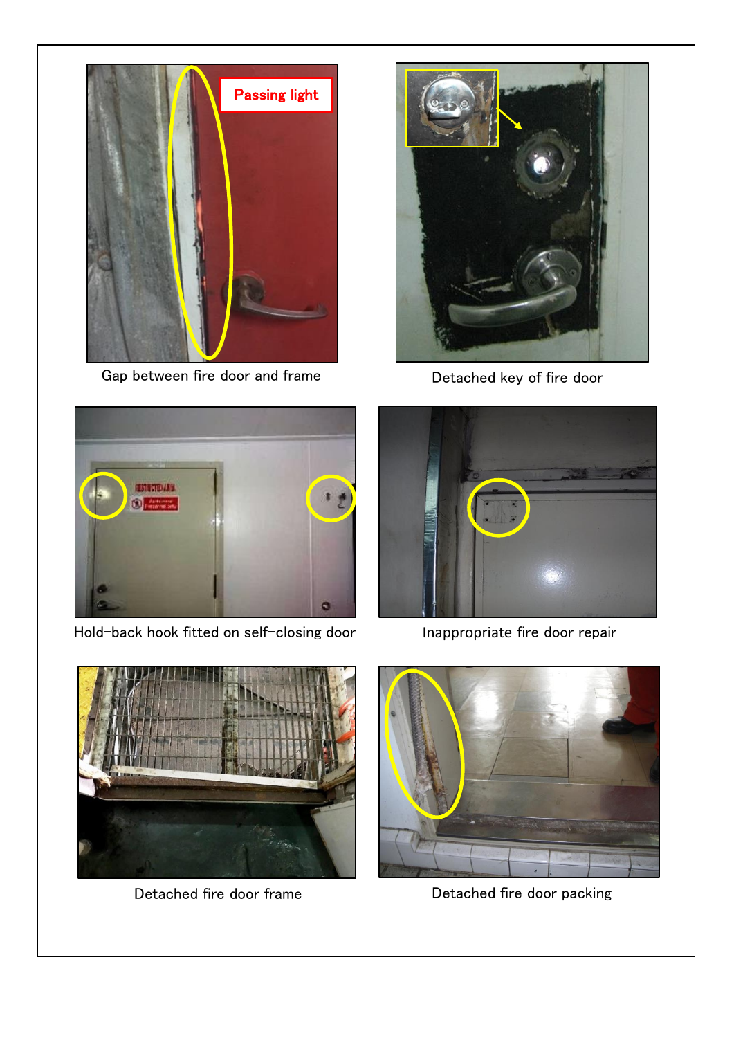Passing light

Gap between fire door and frame

Detached key of fire door

Hold-back hook fitted on self-closing door

Inappropriate fire door repair

Detached fire door frame

Detached fire door packing